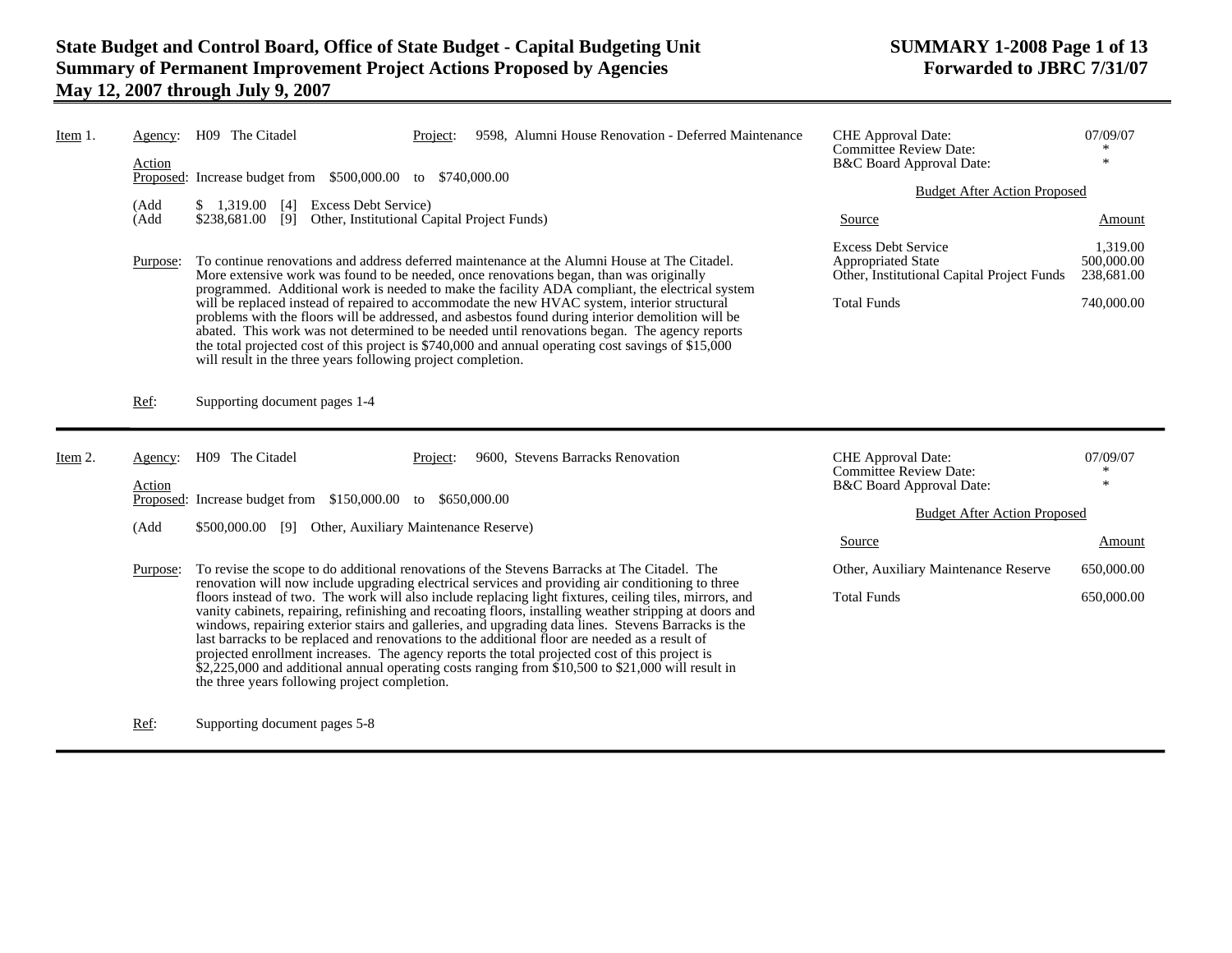# State Budget and Control Board, Office of State Budget - Capital Budgeting Unit
## Summary of Permanent Improvement Project Actions Proposed by Agencies
## May 12, 2007 through July 9, 2007

**SUMMARY 1-2008**
**Forwarded to JBRC 7/31/07**

---

**Item 1.**

**Agency:** H09 The Citadel

**Project:** 9598, Alumni House Renovation - Deferred Maintenance

| | |
|---|---|
| CHE Approval Date: | 07/09/07 |
| Committee Review Date: | * |
| B&C Board Approval Date: | * |

**Action Proposed:** Increase budget from $500,000.00 to $740,000.00

(Add $ 1,319.00 [4] Excess Debt Service)
(Add $238,681.00 [9] Other, Institutional Capital Project Funds)

**Budget After Action Proposed**

| Source | Amount |
|---|---|
| Excess Debt Service | 1,319.00 |
| Appropriated State | 500,000.00 |
| Other, Institutional Capital Project Funds | 238,681.00 |
| Total Funds | 740,000.00 |

**Purpose:** To continue renovations and address deferred maintenance at the Alumni House at The Citadel. More extensive work was found to be needed, once renovations began, than was originally programmed. Additional work is needed to make the facility ADA compliant, the electrical system will be replaced instead of repaired to accommodate the new HVAC system, interior structural problems with the floors will be addressed, and asbestos found during interior demolition will be abated. This work was not determined to be needed until renovations began. The agency reports the total projected cost of this project is $740,000 and annual operating cost savings of $15,000 will result in the three years following project completion.

**Ref:** Supporting document pages 1-4

---

**Item 2.**

**Agency:** H09 The Citadel

**Project:** 9600, Stevens Barracks Renovation

| | |
|---|---|
| CHE Approval Date: | 07/09/07 |
| Committee Review Date: | * |
| B&C Board Approval Date: | * |

**Action Proposed:** Increase budget from $150,000.00 to $650,000.00

(Add $500,000.00 [9] Other, Auxiliary Maintenance Reserve)

**Budget After Action Proposed**

| Source | Amount |
|---|---|
| Other, Auxiliary Maintenance Reserve | 650,000.00 |
| Total Funds | 650,000.00 |

**Purpose:** To revise the scope to do additional renovations of the Stevens Barracks at The Citadel. The renovation will now include upgrading electrical services and providing air conditioning to three floors instead of two. The work will also include replacing light fixtures, ceiling tiles, mirrors, and vanity cabinets, repairing, refinishing and recoating floors, installing weather stripping at doors and windows, repairing exterior stairs and galleries, and upgrading data lines. Stevens Barracks is the last barracks to be replaced and renovations to the additional floor are needed as a result of projected enrollment increases. The agency reports the total projected cost of this project is $2,225,000 and additional annual operating costs ranging from $10,500 to $21,000 will result in the three years following project completion.

**Ref:** Supporting document pages 5-8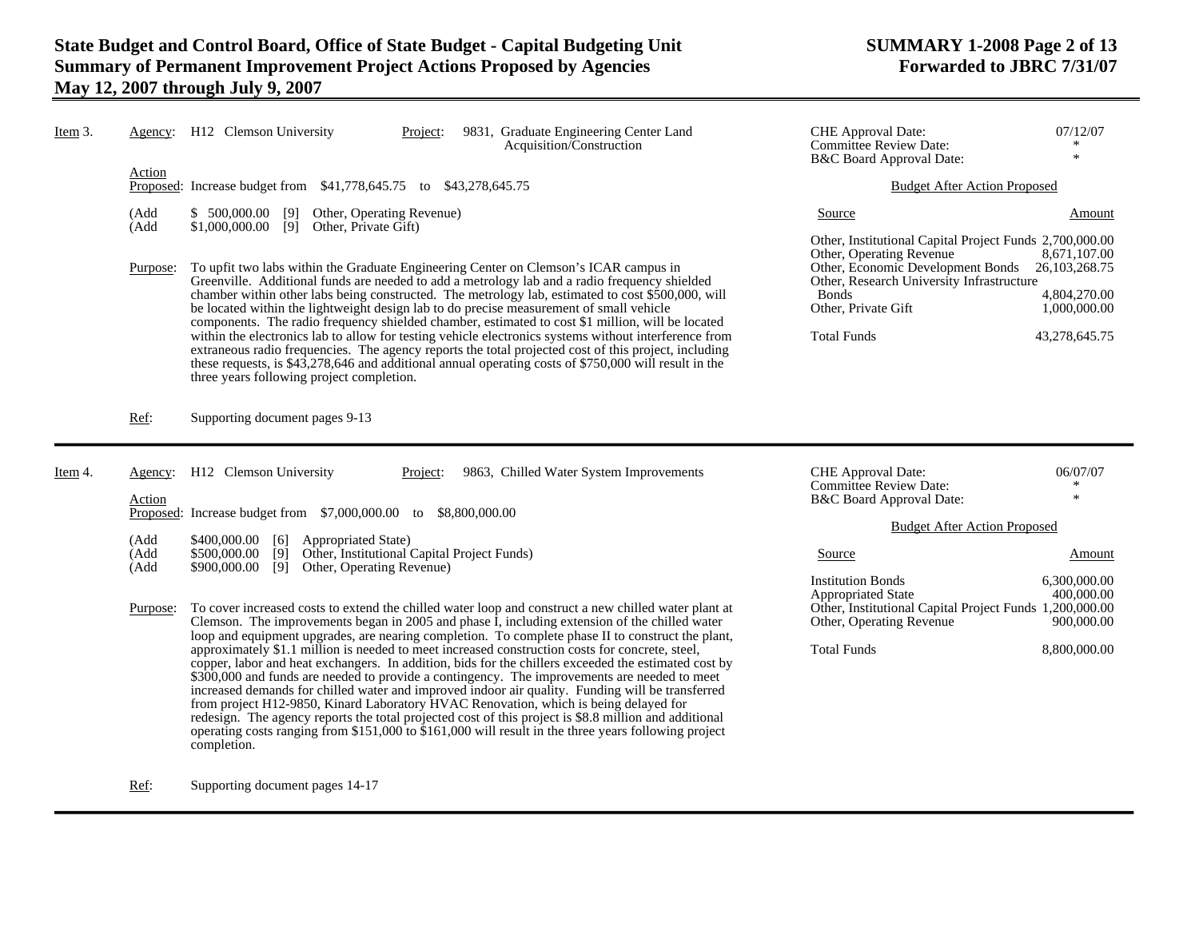## Item 3.

**Agency:** H12 Clemson University

**Project:** 9831, Graduate Engineering Center Land Acquisition/Construction

CHE Approval Date: 07/12/07
Committee Review Date: *
B&C Board Approval Date: *

**Action Proposed:** Increase budget from $41,778,645.75 to $43,278,645.75

(Add $ 500,000.00 [9] Other, Operating Revenue)
(Add $1,000,000.00 [9] Other, Private Gift)

**Budget After Action Proposed**

| Source | Amount |
|---|---|
| Other, Institutional Capital Project Funds | 2,700,000.00 |
| Other, Operating Revenue | 8,671,107.00 |
| Other, Economic Development Bonds | 26,103,268.75 |
| Other, Research University Infrastructure Bonds | 4,804,270.00 |
| Other, Private Gift | 1,000,000.00 |
| Total Funds | 43,278,645.75 |

**Purpose:** To upfit two labs within the Graduate Engineering Center on Clemson's ICAR campus in Greenville. Additional funds are needed to add a metrology lab and a radio frequency shielded chamber within other labs being constructed. The metrology lab, estimated to cost $500,000, will be located within the lightweight design lab to do precise measurement of small vehicle components. The radio frequency shielded chamber, estimated to cost $1 million, will be located within the electronics lab to allow for testing vehicle electronics systems without interference from extraneous radio frequencies. The agency reports the total projected cost of this project, including these requests, is $43,278,646 and additional annual operating costs of $750,000 will result in the three years following project completion.

**Ref:** Supporting document pages 9-13

---

## Item 4.

**Agency:** H12 Clemson University

**Project:** 9863, Chilled Water System Improvements

CHE Approval Date: 06/07/07
Committee Review Date: *
B&C Board Approval Date: *

**Action Proposed:** Increase budget from $7,000,000.00 to $8,800,000.00

(Add $400,000.00 [6] Appropriated State)
(Add $500,000.00 [9] Other, Institutional Capital Project Funds)
(Add $900,000.00 [9] Other, Operating Revenue)

**Budget After Action Proposed**

| Source | Amount |
|---|---|
| Institution Bonds | 6,300,000.00 |
| Appropriated State | 400,000.00 |
| Other, Institutional Capital Project Funds | 1,200,000.00 |
| Other, Operating Revenue | 900,000.00 |
| Total Funds | 8,800,000.00 |

**Purpose:** To cover increased costs to extend the chilled water loop and construct a new chilled water plant at Clemson. The improvements began in 2005 and phase I, including extension of the chilled water loop and equipment upgrades, are nearing completion. To complete phase II to construct the plant, approximately $1.1 million is needed to meet increased construction costs for concrete, steel, copper, labor and heat exchangers. In addition, bids for the chillers exceeded the estimated cost by $300,000 and funds are needed to provide a contingency. The improvements are needed to meet increased demands for chilled water and improved indoor air quality. Funding will be transferred from project H12-9850, Kinard Laboratory HVAC Renovation, which is being delayed for redesign. The agency reports the total projected cost of this project is $8.8 million and additional operating costs ranging from $151,000 to $161,000 will result in the three years following project completion.

**Ref:** Supporting document pages 14-17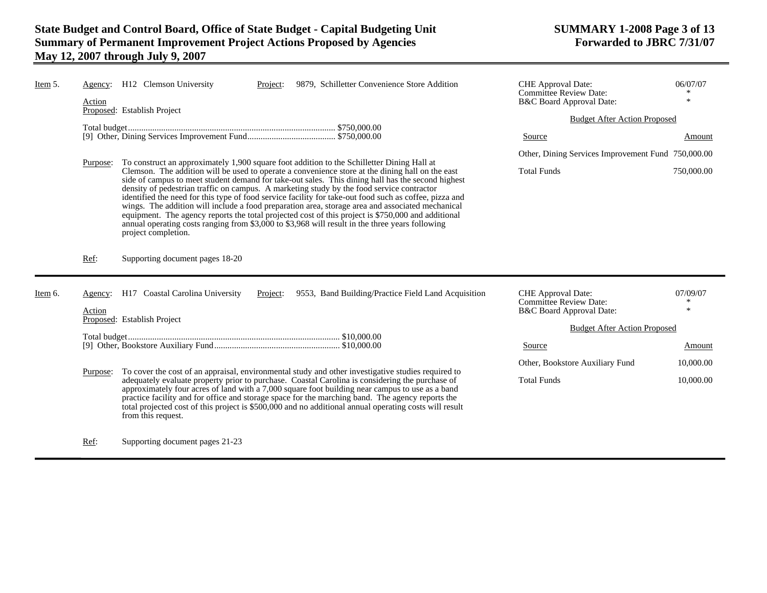**Item 5.**

**Agency:** H12 Clemson University

**Project:** 9879, Schilletter Convenience Store Addition

**Action Proposed:** Establish Project

Total budget............................................................................................. $750,000.00
[9] Other, Dining Services Improvement Fund........................................ $750,000.00

**Purpose:** To construct an approximately 1,900 square foot addition to the Schilletter Dining Hall at Clemson. The addition will be used to operate a convenience store at the dining hall on the east side of campus to meet student demand for take-out sales. This dining hall has the second highest density of pedestrian traffic on campus. A marketing study by the food service contractor identified the need for this type of food service facility for take-out food such as coffee, pizza and wings. The addition will include a food preparation area, storage area and associated mechanical equipment. The agency reports the total projected cost of this project is $750,000 and additional annual operating costs ranging from $3,000 to $3,968 will result in the three years following project completion.

**Ref:** Supporting document pages 18-20

| | |
|---|---|
| CHE Approval Date: | 06/07/07 |
| Committee Review Date: | * |
| B&C Board Approval Date: | * |

**Budget After Action Proposed**

| Source | Amount |
|---|---|
| Other, Dining Services Improvement Fund | 750,000.00 |
| Total Funds | 750,000.00 |

---

**Item 6.**

**Agency:** H17 Coastal Carolina University

**Project:** 9553, Band Building/Practice Field Land Acquisition

**Action Proposed:** Establish Project

Total budget................................................................................................ $10,000.00
[9] Other, Bookstore Auxiliary Fund......................................................... $10,000.00

**Purpose:** To cover the cost of an appraisal, environmental study and other investigative studies required to adequately evaluate property prior to purchase. Coastal Carolina is considering the purchase of approximately four acres of land with a 7,000 square foot building near campus to use as a band practice facility and for office and storage space for the marching band. The agency reports the total projected cost of this project is $500,000 and no additional annual operating costs will result from this request.

**Ref:** Supporting document pages 21-23

| | |
|---|---|
| CHE Approval Date: | 07/09/07 |
| Committee Review Date: | * |
| B&C Board Approval Date: | * |

**Budget After Action Proposed**

| Source | Amount |
|---|---|
| Other, Bookstore Auxiliary Fund | 10,000.00 |
| Total Funds | 10,000.00 |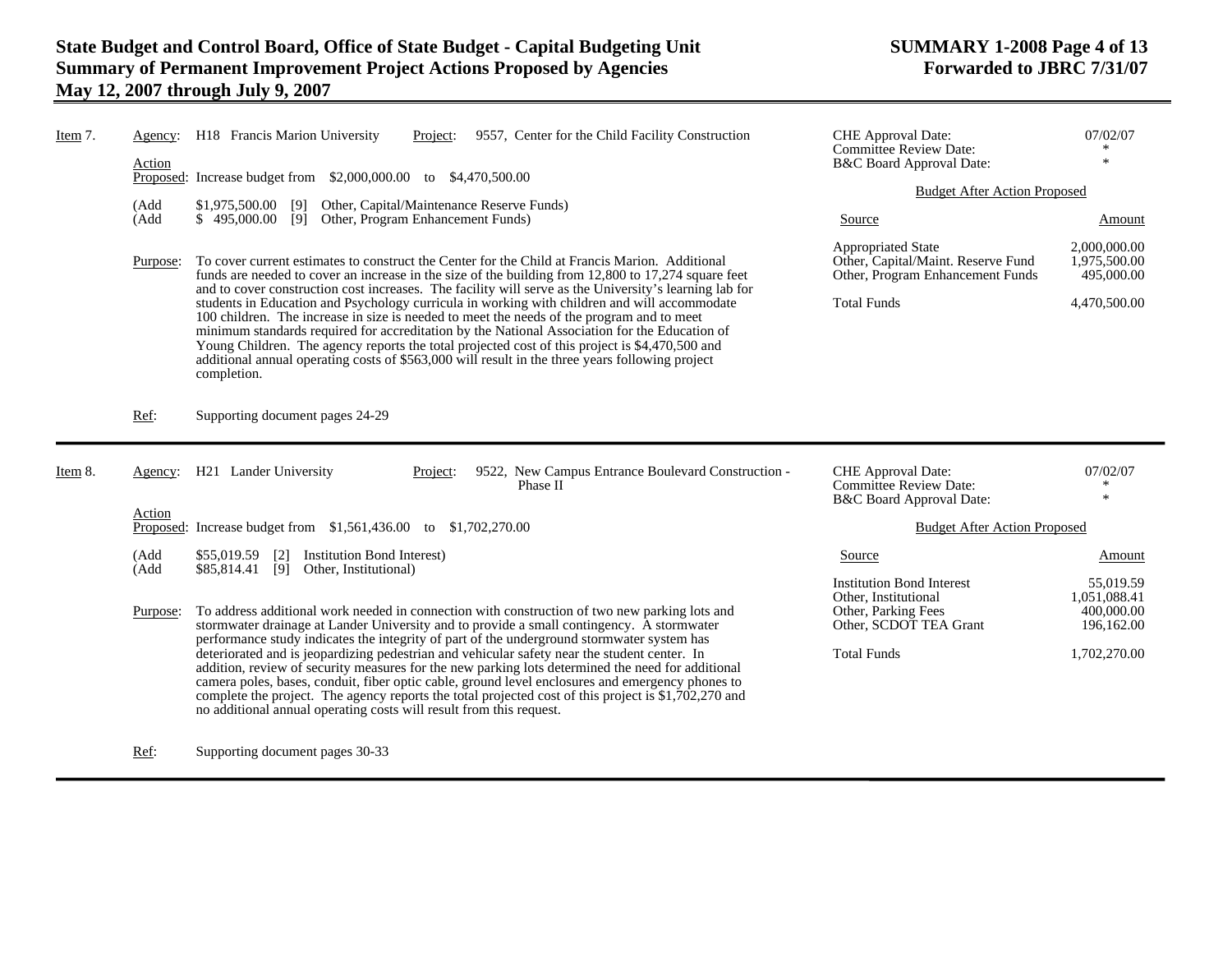# State Budget and Control Board, Office of State Budget - Capital Budgeting Unit
## Summary of Permanent Improvement Project Actions Proposed by Agencies
## May 12, 2007 through July 9, 2007

**SUMMARY 1-2008**
**Forwarded to JBRC 7/31/07**

---

**Item 7.**

Agency: H18 Francis Marion University

Project: 9557, Center for the Child Facility Construction

| | |
|---|---|
| CHE Approval Date: | 07/02/07 |
| Committee Review Date: | * |
| B&C Board Approval Date: | * |

Action Proposed: Increase budget from $2,000,000.00 to $4,470,500.00

(Add $1,975,500.00 [9] Other, Capital/Maintenance Reserve Funds)
(Add $ 495,000.00 [9] Other, Program Enhancement Funds)

Budget After Action Proposed

| Source | Amount |
|---|---|
| Appropriated State | 2,000,000.00 |
| Other, Capital/Maint. Reserve Fund | 1,975,500.00 |
| Other, Program Enhancement Funds | 495,000.00 |
| Total Funds | 4,470,500.00 |

Purpose: To cover current estimates to construct the Center for the Child at Francis Marion. Additional funds are needed to cover an increase in the size of the building from 12,800 to 17,274 square feet and to cover construction cost increases. The facility will serve as the University's learning lab for students in Education and Psychology curricula in working with children and will accommodate 100 children. The increase in size is needed to meet the needs of the program and to meet minimum standards required for accreditation by the National Association for the Education of Young Children. The agency reports the total projected cost of this project is $4,470,500 and additional annual operating costs of $563,000 will result in the three years following project completion.

Ref: Supporting document pages 24-29

---

**Item 8.**

Agency: H21 Lander University

Project: 9522, New Campus Entrance Boulevard Construction - Phase II

| | |
|---|---|
| CHE Approval Date: | 07/02/07 |
| Committee Review Date: | * |
| B&C Board Approval Date: | * |

Action Proposed: Increase budget from $1,561,436.00 to $1,702,270.00

(Add $55,019.59 [2] Institution Bond Interest)
(Add $85,814.41 [9] Other, Institutional)

Budget After Action Proposed

| Source | Amount |
|---|---|
| Institution Bond Interest | 55,019.59 |
| Other, Institutional | 1,051,088.41 |
| Other, Parking Fees | 400,000.00 |
| Other, SCDOT TEA Grant | 196,162.00 |
| Total Funds | 1,702,270.00 |

Purpose: To address additional work needed in connection with construction of two new parking lots and stormwater drainage at Lander University and to provide a small contingency. A stormwater performance study indicates the integrity of part of the underground stormwater system has deteriorated and is jeopardizing pedestrian and vehicular safety near the student center. In addition, review of security measures for the new parking lots determined the need for additional camera poles, bases, conduit, fiber optic cable, ground level enclosures and emergency phones to complete the project. The agency reports the total projected cost of this project is $1,702,270 and no additional annual operating costs will result from this request.

Ref: Supporting document pages 30-33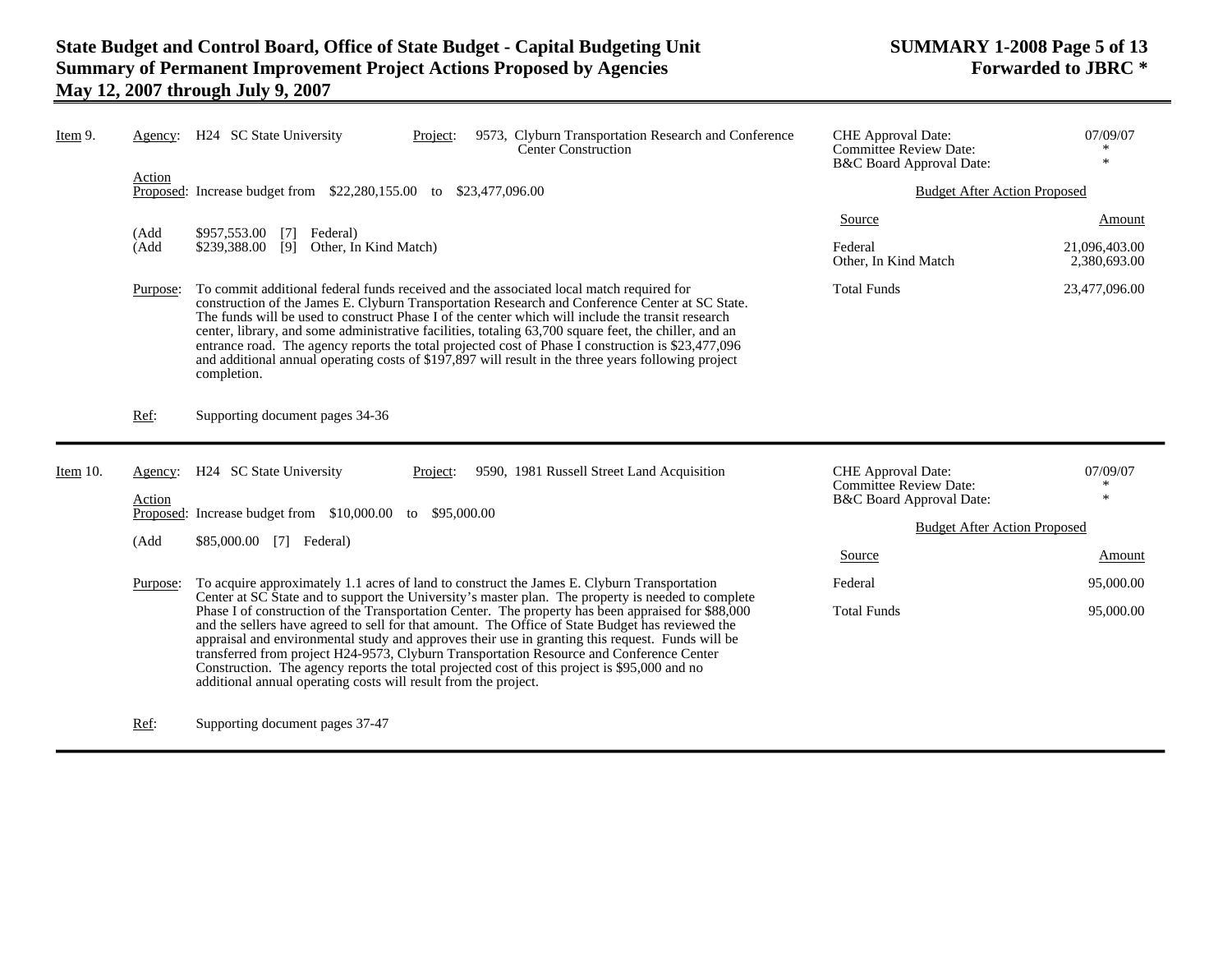**Item 9.**

Agency: H24 SC State University

Project: 9573, Clyburn Transportation Research and Conference Center Construction

| | |
|---|---|
| CHE Approval Date: | 07/09/07 |
| Committee Review Date: | * |
| B&C Board Approval Date: | * |

Action Proposed: Increase budget from $22,280,155.00 to $23,477,096.00

(Add $957,553.00 [7] Federal)
(Add $239,388.00 [9] Other, In Kind Match)

Budget After Action Proposed

| Source | Amount |
|---|---|
| Federal | 21,096,403.00 |
| Other, In Kind Match | 2,380,693.00 |
| Total Funds | 23,477,096.00 |

Purpose: To commit additional federal funds received and the associated local match required for construction of the James E. Clyburn Transportation Research and Conference Center at SC State. The funds will be used to construct Phase I of the center which will include the transit research center, library, and some administrative facilities, totaling 63,700 square feet, the chiller, and an entrance road. The agency reports the total projected cost of Phase I construction is $23,477,096 and additional annual operating costs of $197,897 will result in the three years following project completion.

Ref: Supporting document pages 34-36

---

**Item 10.**

Agency: H24 SC State University

Project: 9590, 1981 Russell Street Land Acquisition

| | |
|---|---|
| CHE Approval Date: | 07/09/07 |
| Committee Review Date: | * |
| B&C Board Approval Date: | * |

Action Proposed: Increase budget from $10,000.00 to $95,000.00

(Add $85,000.00 [7] Federal)

Budget After Action Proposed

| Source | Amount |
|---|---|
| Federal | 95,000.00 |
| Total Funds | 95,000.00 |

Purpose: To acquire approximately 1.1 acres of land to construct the James E. Clyburn Transportation Center at SC State and to support the University's master plan. The property is needed to complete Phase I of construction of the Transportation Center. The property has been appraised for $88,000 and the sellers have agreed to sell for that amount. The Office of State Budget has reviewed the appraisal and environmental study and approves their use in granting this request. Funds will be transferred from project H24-9573, Clyburn Transportation Resource and Conference Center Construction. The agency reports the total projected cost of this project is $95,000 and no additional annual operating costs will result from the project.

Ref: Supporting document pages 37-47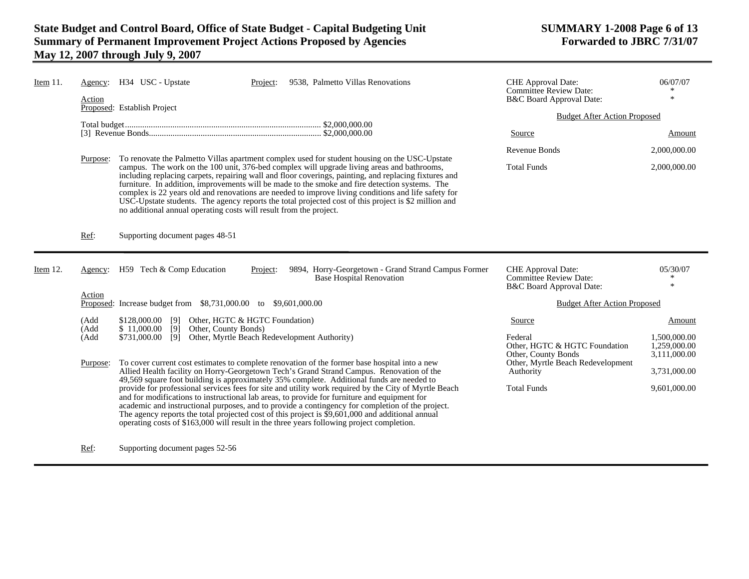**Item 11.**

**Agency:** H34 USC - Upstate

**Project:** 9538, Palmetto Villas Renovations

**Action Proposed:** Establish Project

Total budget........................................................................................ $2,000,000.00
[3] Revenue Bonds................................................................................ $2,000,000.00

**Purpose:** To renovate the Palmetto Villas apartment complex used for student housing on the USC-Upstate campus. The work on the 100 unit, 376-bed complex will upgrade living areas and bathrooms, including replacing carpets, repairing wall and floor coverings, painting, and replacing fixtures and furniture. In addition, improvements will be made to the smoke and fire detection systems. The complex is 22 years old and renovations are needed to improve living conditions and life safety for USC-Upstate students. The agency reports the total projected cost of this project is $2 million and no additional annual operating costs will result from the project.

**Ref:** Supporting document pages 48-51

| CHE Approval Date: | 06/07/07 |
|---|---|
| Committee Review Date: | * |
| B&C Board Approval Date: | * |

**Budget After Action Proposed**

| Source | Amount |
|---|---|
| Revenue Bonds | 2,000,000.00 |
| Total Funds | 2,000,000.00 |

---

**Item 12.**

**Agency:** H59 Tech & Comp Education

**Project:** 9894, Horry-Georgetown - Grand Strand Campus Former Base Hospital Renovation

**Action Proposed:** Increase budget from $8,731,000.00 to $9,601,000.00

(Add $128,000.00 [9] Other, HGTC & HGTC Foundation)
(Add $ 11,000.00 [9] Other, County Bonds)
(Add $731,000.00 [9] Other, Myrtle Beach Redevelopment Authority)

**Purpose:** To cover current cost estimates to complete renovation of the former base hospital into a new Allied Health facility on Horry-Georgetown Tech's Grand Strand Campus. Renovation of the 49,569 square foot building is approximately 35% complete. Additional funds are needed to provide for professional services fees for site and utility work required by the City of Myrtle Beach and for modifications to instructional lab areas, to provide for furniture and equipment for academic and instructional purposes, and to provide a contingency for completion of the project. The agency reports the total projected cost of this project is $9,601,000 and additional annual operating costs of $163,000 will result in the three years following project completion.

**Ref:** Supporting document pages 52-56

| CHE Approval Date: | 05/30/07 |
|---|---|
| Committee Review Date: | * |
| B&C Board Approval Date: | * |

**Budget After Action Proposed**

| Source | Amount |
|---|---|
| Federal | 1,500,000.00 |
| Other, HGTC & HGTC Foundation | 1,259,000.00 |
| Other, County Bonds | 3,111,000.00 |
| Other, Myrtle Beach Redevelopment Authority | 3,731,000.00 |
| Total Funds | 9,601,000.00 |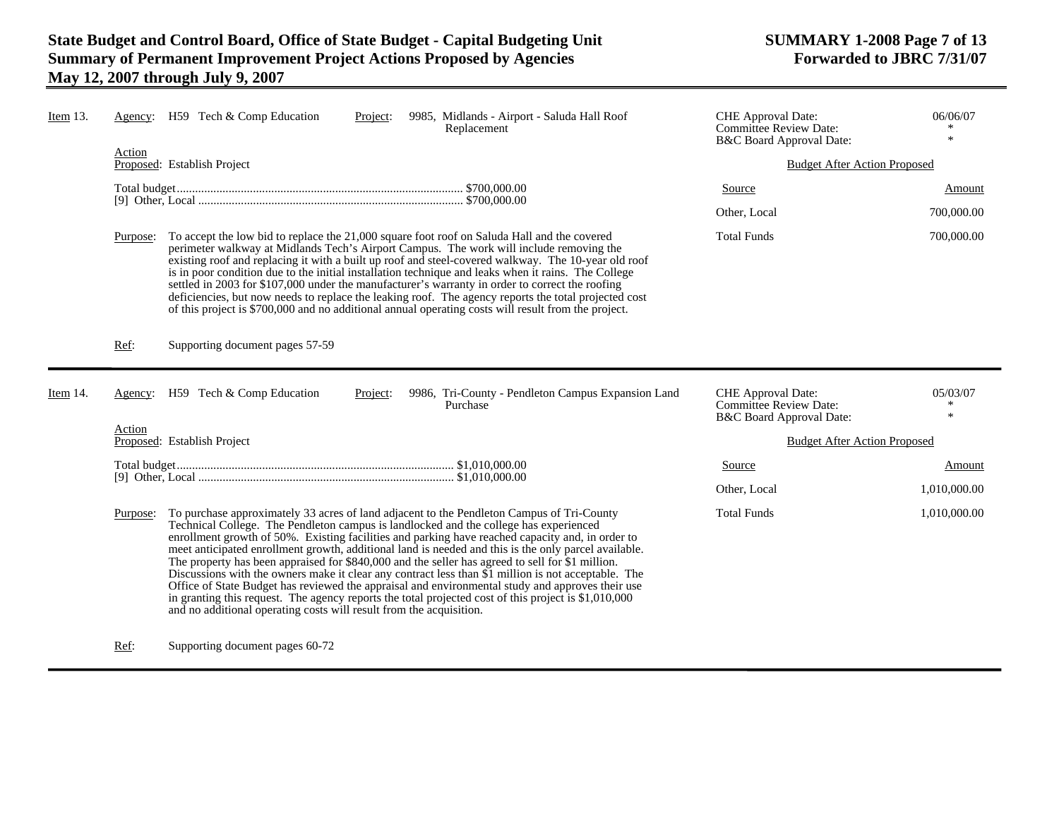**Item 13.** Agency: H59 Tech & Comp Education — Project: 9985, Midlands - Airport - Saluda Hall Roof Replacement

CHE Approval Date: 06/06/07
Committee Review Date: *
B&C Board Approval Date: *

Action Proposed: Establish Project

Total budget........ $700,000.00
[9] Other, Local........ $700,000.00

**Budget After Action Proposed**

| Source | Amount |
|---|---|
| Other, Local | 700,000.00 |
| Total Funds | 700,000.00 |

Purpose: To accept the low bid to replace the 21,000 square foot roof on Saluda Hall and the covered perimeter walkway at Midlands Tech's Airport Campus. The work will include removing the existing roof and replacing it with a built up roof and steel-covered walkway. The 10-year old roof is in poor condition due to the initial installation technique and leaks when it rains. The College settled in 2003 for $107,000 under the manufacturer's warranty in order to correct the roofing deficiencies, but now needs to replace the leaking roof. The agency reports the total projected cost of this project is $700,000 and no additional annual operating costs will result from the project.

Ref: Supporting document pages 57-59

---

**Item 14.** Agency: H59 Tech & Comp Education — Project: 9986, Tri-County - Pendleton Campus Expansion Land Purchase

CHE Approval Date: 05/03/07
Committee Review Date: *
B&C Board Approval Date: *

Action Proposed: Establish Project

Total budget........ $1,010,000.00
[9] Other, Local........ $1,010,000.00

**Budget After Action Proposed**

| Source | Amount |
|---|---|
| Other, Local | 1,010,000.00 |
| Total Funds | 1,010,000.00 |

Purpose: To purchase approximately 33 acres of land adjacent to the Pendleton Campus of Tri-County Technical College. The Pendleton campus is landlocked and the college has experienced enrollment growth of 50%. Existing facilities and parking have reached capacity and, in order to meet anticipated enrollment growth, additional land is needed and this is the only parcel available. The property has been appraised for $840,000 and the seller has agreed to sell for $1 million. Discussions with the owners make it clear any contract less than $1 million is not acceptable. The Office of State Budget has reviewed the appraisal and environmental study and approves their use in granting this request. The agency reports the total projected cost of this project is $1,010,000 and no additional operating costs will result from the acquisition.

Ref: Supporting document pages 60-72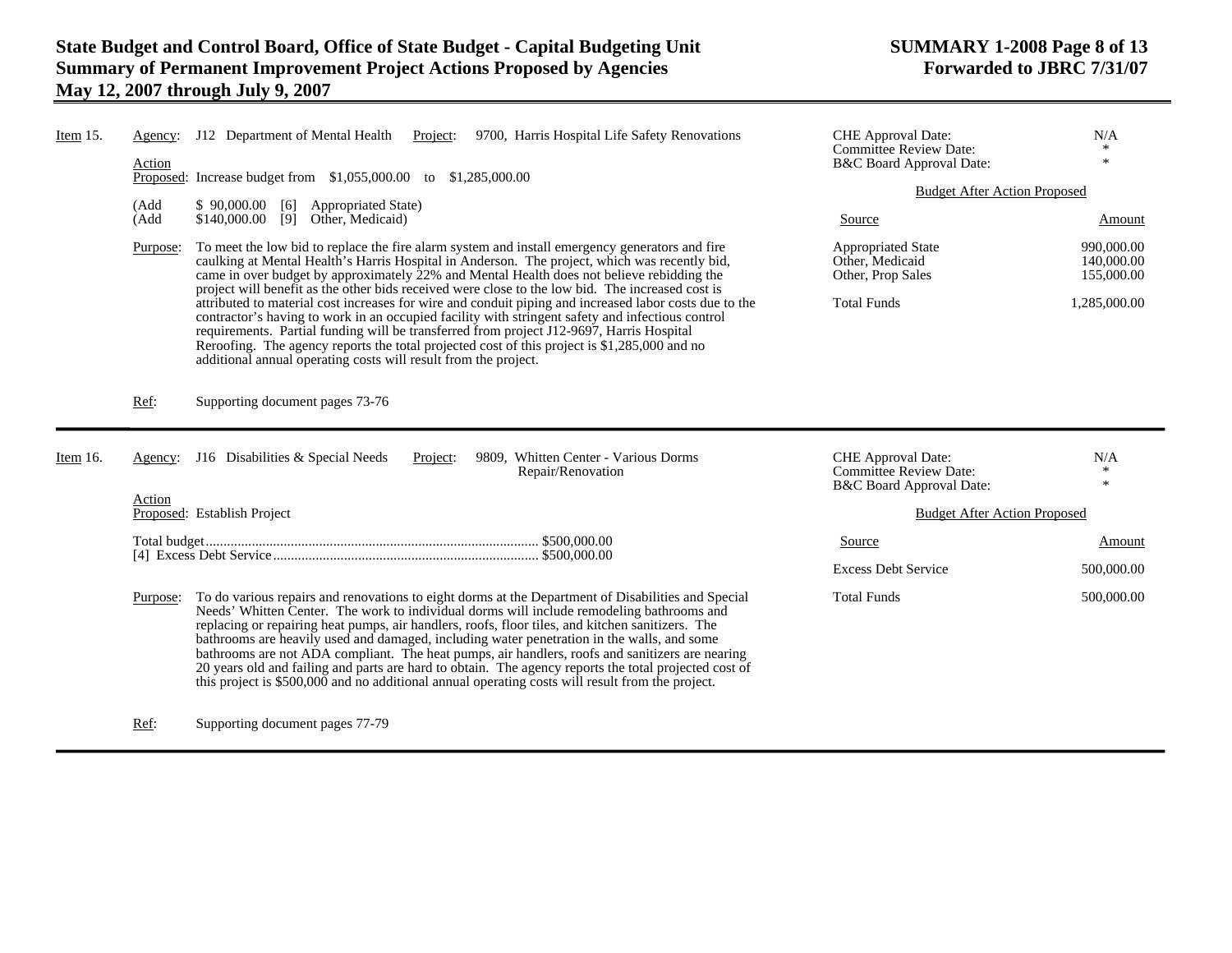**Item 15.** **Agency:** J12 Department of Mental Health **Project:** 9700, Harris Hospital Life Safety Renovations

| | |
|---|---|
| CHE Approval Date: | N/A |
| Committee Review Date: | * |
| B&C Board Approval Date: | * |

**Action Proposed:** Increase budget from $1,055,000.00 to $1,285,000.00

(Add $ 90,000.00 [6] Appropriated State)
(Add $140,000.00 [9] Other, Medicaid)

**Purpose:** To meet the low bid to replace the fire alarm system and install emergency generators and fire caulking at Mental Health's Harris Hospital in Anderson. The project, which was recently bid, came in over budget by approximately 22% and Mental Health does not believe rebidding the project will benefit as the other bids received were close to the low bid. The increased cost is attributed to material cost increases for wire and conduit piping and increased labor costs due to the contractor's having to work in an occupied facility with stringent safety and infectious control requirements. Partial funding will be transferred from project J12-9697, Harris Hospital Reroofing. The agency reports the total projected cost of this project is $1,285,000 and no additional annual operating costs will result from the project.

**Budget After Action Proposed**

| Source | Amount |
|---|---|
| Appropriated State | 990,000.00 |
| Other, Medicaid | 140,000.00 |
| Other, Prop Sales | 155,000.00 |
| Total Funds | 1,285,000.00 |

**Ref:** Supporting document pages 73-76

---

**Item 16.** **Agency:** J16 Disabilities & Special Needs **Project:** 9809, Whitten Center - Various Dorms Repair/Renovation

| | |
|---|---|
| CHE Approval Date: | N/A |
| Committee Review Date: | * |
| B&C Board Approval Date: | * |

**Action Proposed:** Establish Project

Total budget.............................................................................................. $500,000.00
[4] Excess Debt Service........................................................................... $500,000.00

**Purpose:** To do various repairs and renovations to eight dorms at the Department of Disabilities and Special Needs' Whitten Center. The work to individual dorms will include remodeling bathrooms and replacing or repairing heat pumps, air handlers, roofs, floor tiles, and kitchen sanitizers. The bathrooms are heavily used and damaged, including water penetration in the walls, and some bathrooms are not ADA compliant. The heat pumps, air handlers, roofs and sanitizers are nearing 20 years old and failing and parts are hard to obtain. The agency reports the total projected cost of this project is $500,000 and no additional annual operating costs will result from the project.

**Budget After Action Proposed**

| Source | Amount |
|---|---|
| Excess Debt Service | 500,000.00 |
| Total Funds | 500,000.00 |

**Ref:** Supporting document pages 77-79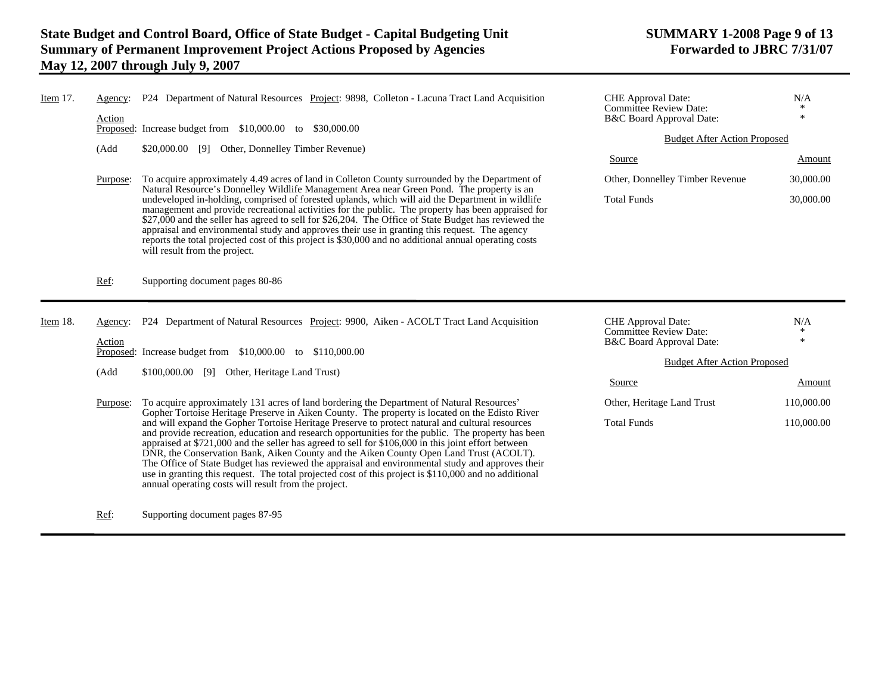**Item 17.**

**Agency:** P24 Department of Natural Resources **Project:** 9898, Colleton - Lacuna Tract Land Acquisition

**Action Proposed:** Increase budget from $10,000.00 to $30,000.00

(Add $20,000.00 [9] Other, Donnelley Timber Revenue)

**Purpose:** To acquire approximately 4.49 acres of land in Colleton County surrounded by the Department of Natural Resource's Donnelley Wildlife Management Area near Green Pond. The property is an undeveloped in-holding, comprised of forested uplands, which will aid the Department in wildlife management and provide recreational activities for the public. The property has been appraised for $27,000 and the seller has agreed to sell for $26,204. The Office of State Budget has reviewed the appraisal and environmental study and approves their use in granting this request. The agency reports the total projected cost of this project is $30,000 and no additional annual operating costs will result from the project.

**Ref:** Supporting document pages 80-86

CHE Approval Date: N/A
Committee Review Date: *
B&C Board Approval Date: *

Budget After Action Proposed

| Source | Amount |
|---|---|
| Other, Donnelley Timber Revenue | 30,000.00 |
| Total Funds | 30,000.00 |

---

**Item 18.**

**Agency:** P24 Department of Natural Resources **Project:** 9900, Aiken - ACOLT Tract Land Acquisition

**Action Proposed:** Increase budget from $10,000.00 to $110,000.00

(Add $100,000.00 [9] Other, Heritage Land Trust)

**Purpose:** To acquire approximately 131 acres of land bordering the Department of Natural Resources' Gopher Tortoise Heritage Preserve in Aiken County. The property is located on the Edisto River and will expand the Gopher Tortoise Heritage Preserve to protect natural and cultural resources and provide recreation, education and research opportunities for the public. The property has been appraised at $721,000 and the seller has agreed to sell for $106,000 in this joint effort between DNR, the Conservation Bank, Aiken County and the Aiken County Open Land Trust (ACOLT). The Office of State Budget has reviewed the appraisal and environmental study and approves their use in granting this request. The total projected cost of this project is $110,000 and no additional annual operating costs will result from the project.

**Ref:** Supporting document pages 87-95

CHE Approval Date: N/A
Committee Review Date: *
B&C Board Approval Date: *

Budget After Action Proposed

| Source | Amount |
|---|---|
| Other, Heritage Land Trust | 110,000.00 |
| Total Funds | 110,000.00 |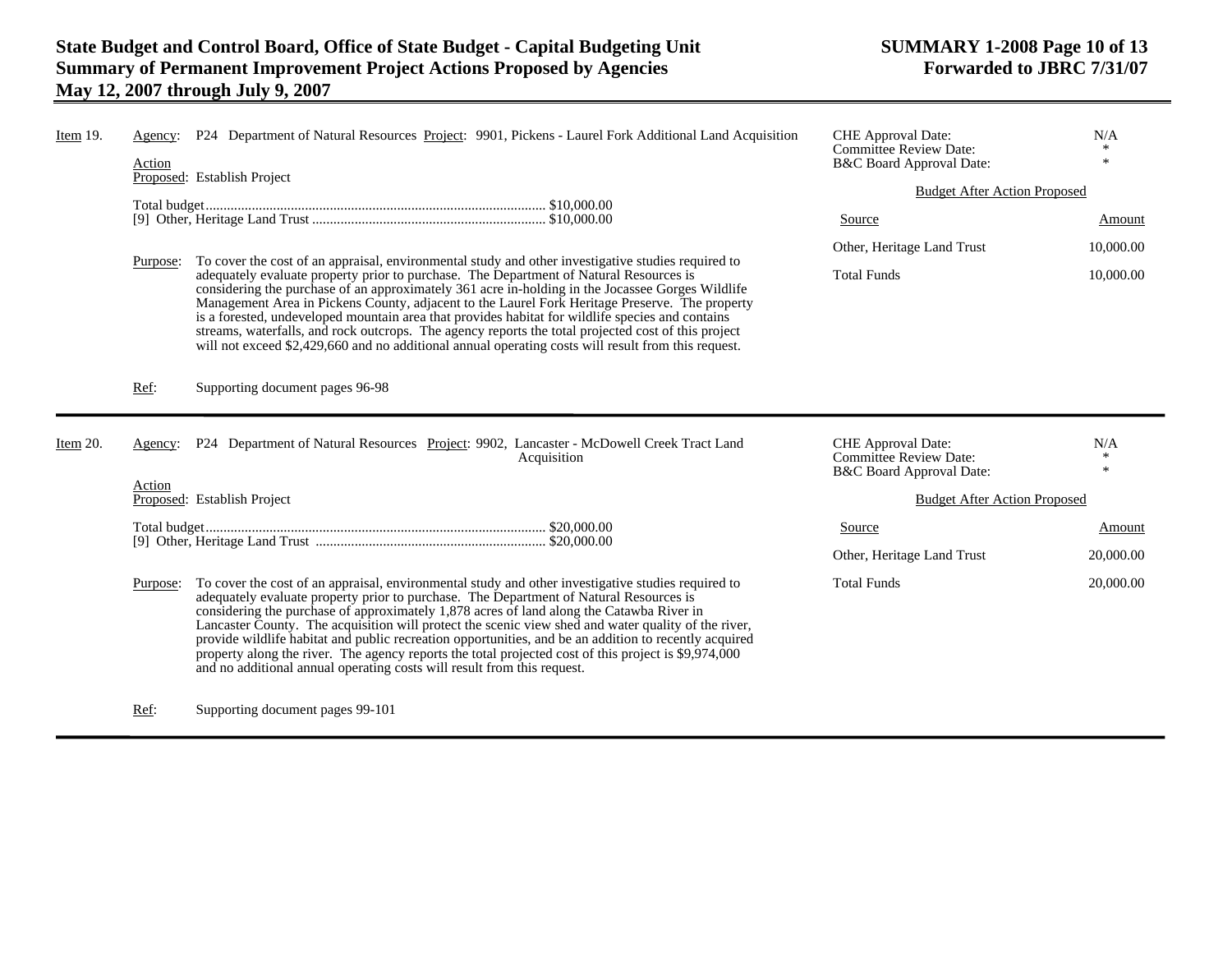**Item 19.** **Agency:** P24 Department of Natural Resources **Project:** 9901, Pickens - Laurel Fork Additional Land Acquisition

**Action Proposed:** Establish Project

Total budget................................................................................................ $10,000.00
[9] Other, Heritage Land Trust ................................................................. $10,000.00

**Purpose:** To cover the cost of an appraisal, environmental study and other investigative studies required to adequately evaluate property prior to purchase. The Department of Natural Resources is considering the purchase of an approximately 361 acre in-holding in the Jocassee Gorges Wildlife Management Area in Pickens County, adjacent to the Laurel Fork Heritage Preserve. The property is a forested, undeveloped mountain area that provides habitat for wildlife species and contains streams, waterfalls, and rock outcrops. The agency reports the total projected cost of this project will not exceed $2,429,660 and no additional annual operating costs will result from this request.

**Ref:** Supporting document pages 96-98

CHE Approval Date: N/A
Committee Review Date: *
B&C Board Approval Date: *

Budget After Action Proposed

| Source | Amount |
|---|---|
| Other, Heritage Land Trust | 10,000.00 |
| Total Funds | 10,000.00 |

---

**Item 20.** **Agency:** P24 Department of Natural Resources **Project:** 9902, Lancaster - McDowell Creek Tract Land Acquisition

**Action Proposed:** Establish Project

Total budget................................................................................................ $20,000.00
[9] Other, Heritage Land Trust ................................................................. $20,000.00

**Purpose:** To cover the cost of an appraisal, environmental study and other investigative studies required to adequately evaluate property prior to purchase. The Department of Natural Resources is considering the purchase of approximately 1,878 acres of land along the Catawba River in Lancaster County. The acquisition will protect the scenic view shed and water quality of the river, provide wildlife habitat and public recreation opportunities, and be an addition to recently acquired property along the river. The agency reports the total projected cost of this project is $9,974,000 and no additional annual operating costs will result from this request.

**Ref:** Supporting document pages 99-101

CHE Approval Date: N/A
Committee Review Date: *
B&C Board Approval Date: *

Budget After Action Proposed

| Source | Amount |
|---|---|
| Other, Heritage Land Trust | 20,000.00 |
| Total Funds | 20,000.00 |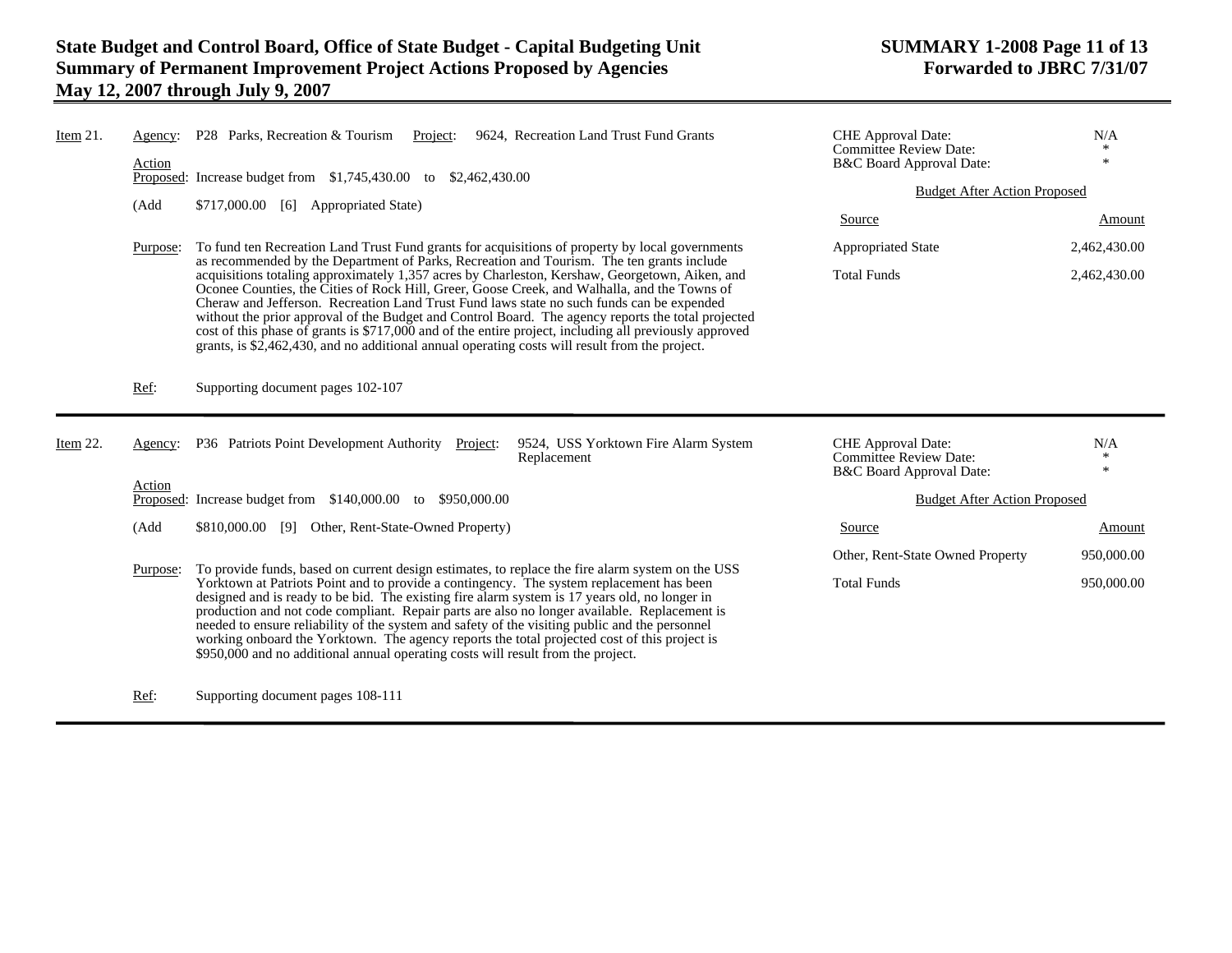**Item 21.**

**Agency:** P28 Parks, Recreation & Tourism **Project:** 9624, Recreation Land Trust Fund Grants

**Action Proposed:** Increase budget from $1,745,430.00 to $2,462,430.00

(Add $717,000.00 [6] Appropriated State)

**Purpose:** To fund ten Recreation Land Trust Fund grants for acquisitions of property by local governments as recommended by the Department of Parks, Recreation and Tourism. The ten grants include acquisitions totaling approximately 1,357 acres by Charleston, Kershaw, Georgetown, Aiken, and Oconee Counties, the Cities of Rock Hill, Greer, Goose Creek, and Walhalla, and the Towns of Cheraw and Jefferson. Recreation Land Trust Fund laws state no such funds can be expended without the prior approval of the Budget and Control Board. The agency reports the total projected cost of this phase of grants is $717,000 and of the entire project, including all previously approved grants, is $2,462,430, and no additional annual operating costs will result from the project.

**Ref:** Supporting document pages 102-107

| CHE Approval Date: | N/A |
|---|---|
| Committee Review Date: | * |
| B&C Board Approval Date: | * |

**Budget After Action Proposed**

| Source | Amount |
|---|---|
| Appropriated State | 2,462,430.00 |
| Total Funds | 2,462,430.00 |

---

**Item 22.**

**Agency:** P36 Patriots Point Development Authority **Project:** 9524, USS Yorktown Fire Alarm System Replacement

**Action Proposed:** Increase budget from $140,000.00 to $950,000.00

(Add $810,000.00 [9] Other, Rent-State-Owned Property)

**Purpose:** To provide funds, based on current design estimates, to replace the fire alarm system on the USS Yorktown at Patriots Point and to provide a contingency. The system replacement has been designed and is ready to be bid. The existing fire alarm system is 17 years old, no longer in production and not code compliant. Repair parts are also no longer available. Replacement is needed to ensure reliability of the system and safety of the visiting public and the personnel working onboard the Yorktown. The agency reports the total projected cost of this project is $950,000 and no additional annual operating costs will result from the project.

**Ref:** Supporting document pages 108-111

| CHE Approval Date: | N/A |
|---|---|
| Committee Review Date: | * |
| B&C Board Approval Date: | * |

**Budget After Action Proposed**

| Source | Amount |
|---|---|
| Other, Rent-State Owned Property | 950,000.00 |
| Total Funds | 950,000.00 |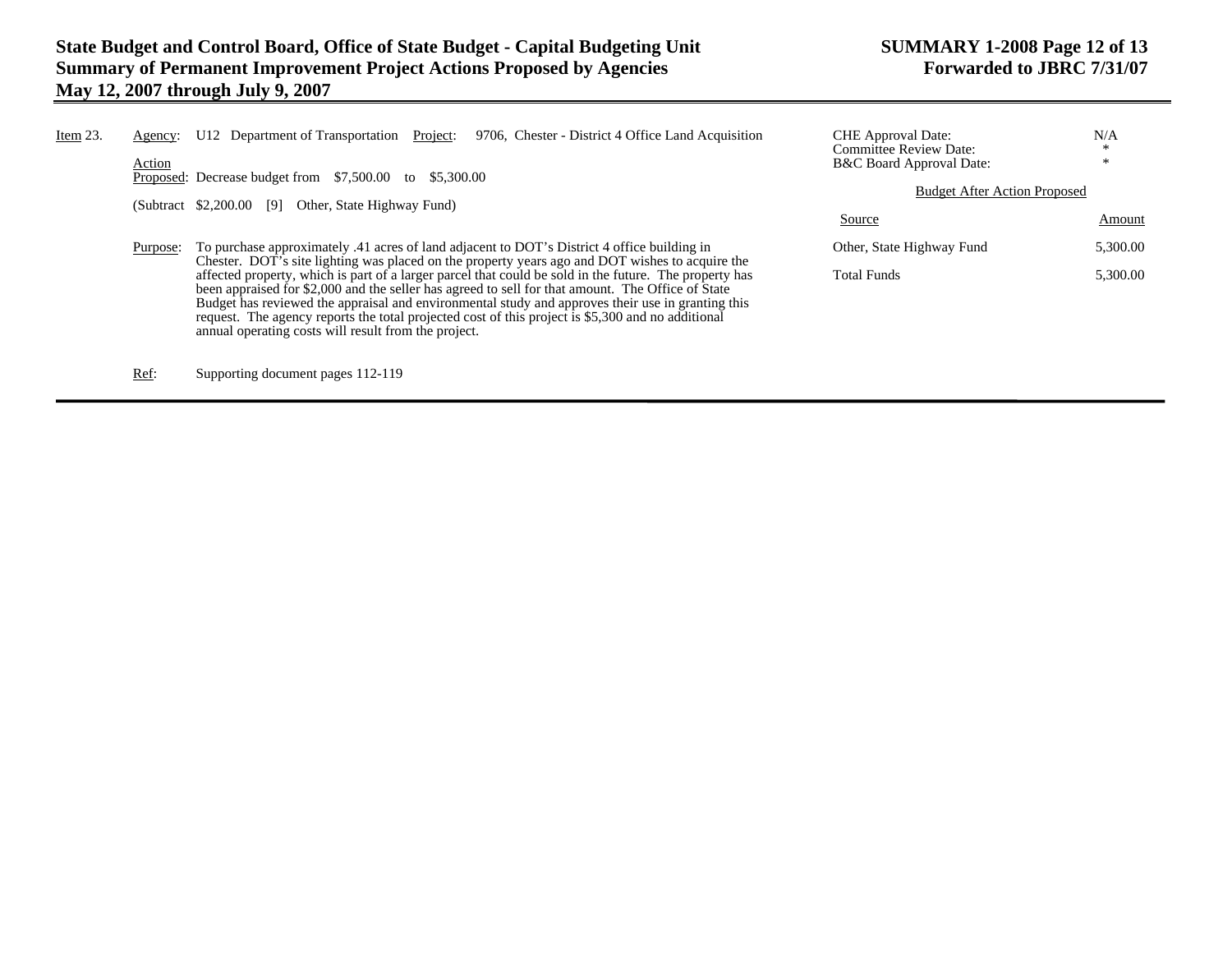**Item 23.**

**Agency:** U12 Department of Transportation **Project:** 9706, Chester - District 4 Office Land Acquisition

**Action Proposed:** Decrease budget from $7,500.00 to $5,300.00

(Subtract $2,200.00 [9] Other, State Highway Fund)

**Purpose:** To purchase approximately .41 acres of land adjacent to DOT's District 4 office building in Chester. DOT's site lighting was placed on the property years ago and DOT wishes to acquire the affected property, which is part of a larger parcel that could be sold in the future. The property has been appraised for $2,000 and the seller has agreed to sell for that amount. The Office of State Budget has reviewed the appraisal and environmental study and approves their use in granting this request. The agency reports the total projected cost of this project is $5,300 and no additional annual operating costs will result from the project.

**Ref:** Supporting document pages 112-119

CHE Approval Date: N/A
Committee Review Date: *
B&C Board Approval Date: *

**Budget After Action Proposed**

| Source | Amount |
|---|---|
| Other, State Highway Fund | 5,300.00 |
| Total Funds | 5,300.00 |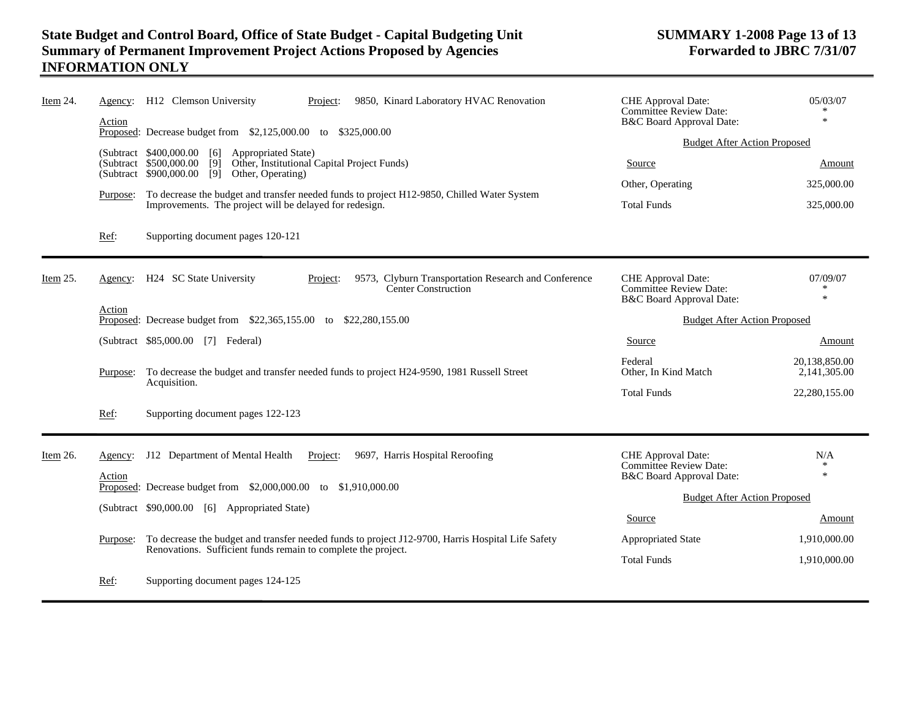**Item 24.** Agency: H12 Clemson University Project: 9850, Kinard Laboratory HVAC Renovation

Action Proposed: Decrease budget from $2,125,000.00 to $325,000.00

(Subtract $400,000.00 [6] Appropriated State)
(Subtract $500,000.00 [9] Other, Institutional Capital Project Funds)
(Subtract $900,000.00 [9] Other, Operating)

Purpose: To decrease the budget and transfer needed funds to project H12-9850, Chilled Water System Improvements. The project will be delayed for redesign.

Ref: Supporting document pages 120-121

CHE Approval Date: 05/03/07
Committee Review Date: *
B&C Board Approval Date: *

Budget After Action Proposed

| Source | Amount |
|---|---|
| Other, Operating | 325,000.00 |
| Total Funds | 325,000.00 |

---

**Item 25.** Agency: H24 SC State University Project: 9573, Clyburn Transportation Research and Conference Center Construction

Action Proposed: Decrease budget from $22,365,155.00 to $22,280,155.00

(Subtract $85,000.00 [7] Federal)

Purpose: To decrease the budget and transfer needed funds to project H24-9590, 1981 Russell Street Acquisition.

Ref: Supporting document pages 122-123

CHE Approval Date: 07/09/07
Committee Review Date: *
B&C Board Approval Date: *

Budget After Action Proposed

| Source | Amount |
|---|---|
| Federal | 20,138,850.00 |
| Other, In Kind Match | 2,141,305.00 |
| Total Funds | 22,280,155.00 |

---

**Item 26.** Agency: J12 Department of Mental Health Project: 9697, Harris Hospital Reroofing

Action Proposed: Decrease budget from $2,000,000.00 to $1,910,000.00

(Subtract $90,000.00 [6] Appropriated State)

Purpose: To decrease the budget and transfer needed funds to project J12-9700, Harris Hospital Life Safety Renovations. Sufficient funds remain to complete the project.

Ref: Supporting document pages 124-125

CHE Approval Date: N/A
Committee Review Date: *
B&C Board Approval Date: *

Budget After Action Proposed

| Source | Amount |
|---|---|
| Appropriated State | 1,910,000.00 |
| Total Funds | 1,910,000.00 |